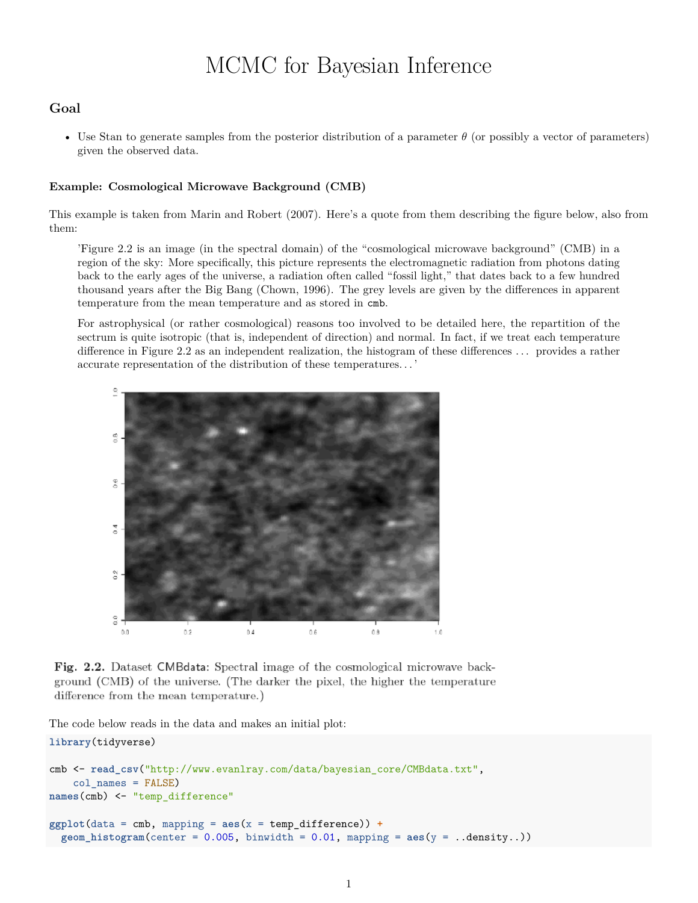# MCMC for Bayesian Inference

## Goal

- Use Stan to generate samples from the posterior distribution of a parameter $\theta$ (or possibly a vector of parameters) given the observed data.

#### Example: Cosmological Microwave Background (CMB)

This example is taken from Marin and Robert (2007). Here's a quote from them describing the figure below, also from them:

> 'Figure 2.2 is an image (in the spectral domain) of the "cosmological microwave background" (CMB) in a region of the sky: More specifically, this picture represents the electromagnetic radiation from photons dating back to the early ages of the universe, a radiation often called "fossil light," that dates back to a few hundred thousand years after the Big Bang (Chown, 1996). The grey levels are given by the differences in apparent temperature from the mean temperature and as stored in `cmb`.
>
> For astrophysical (or rather cosmological) reasons too involved to be detailed here, the repartition of the sectrum is quite isotropic (that is, independent of direction) and normal. In fact, if we treat each temperature difference in Figure 2.2 as an independent realization, the histogram of these differences . . . provides a rather accurate representation of the distribution of these temperatures. . . '

**Fig. 2.2.** Dataset CMBdata: Spectral image of the cosmological microwave background (CMB) of the universe. (The darker the pixel, the higher the temperature difference from the mean temperature.)

The code below reads in the data and makes an initial plot:

```
library(tidyverse)

cmb <- read_csv("http://www.evanlray.com/data/bayesian_core/CMBdata.txt",
    col_names = FALSE)
names(cmb) <- "temp_difference"

ggplot(data = cmb, mapping = aes(x = temp_difference)) +
  geom_histogram(center = 0.005, binwidth = 0.01, mapping = aes(y = ..density..))
```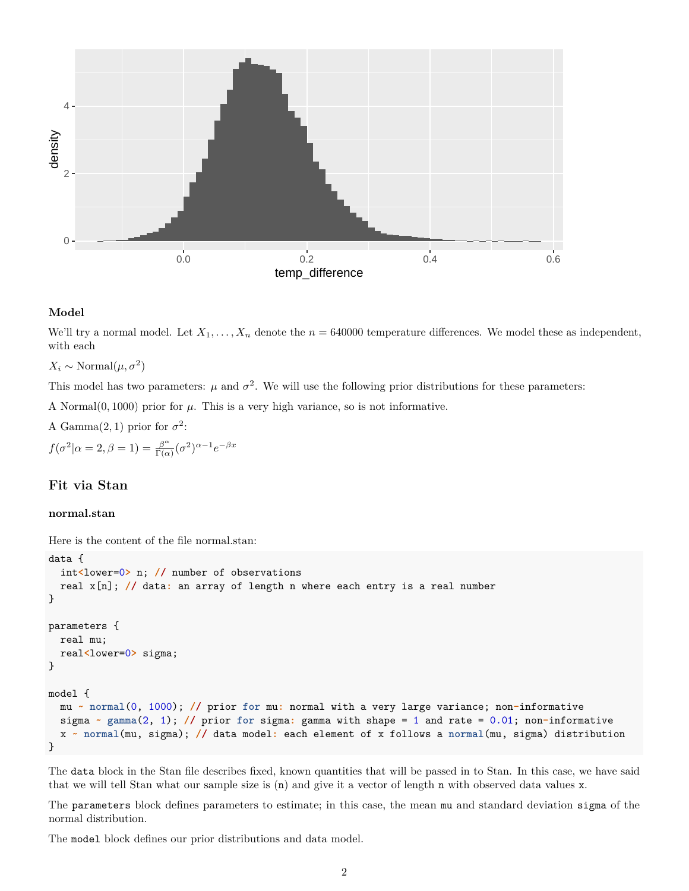#### Model

We'll try a normal model. Let $X_1, \dots, X_n$ denote the $n = 640000$ temperature differences. We model these as independent, with each

$X_i \sim \text{Normal}(\mu, \sigma^2)$

This model has two parameters: $\mu$ and $\sigma^2$. We will use the following prior distributions for these parameters:

A $\text{Normal}(0, 1000)$ prior for $\mu$. This is a very high variance, so is not informative.

A $\text{Gamma}(2, 1)$ prior for $\sigma^2$:

$f(\sigma^2 | \alpha = 2, \beta = 1) = \frac{\beta^\alpha}{\Gamma(\alpha)} (\sigma^2)^{\alpha - 1} e^{-\beta x}$

### Fit via Stan

#### normal.stan

Here is the content of the file normal.stan:

```
data {
  int<lower=0> n; // number of observations
  real x[n]; // data: an array of length n where each entry is a real number
}

parameters {
  real mu;
  real<lower=0> sigma;
}

model {
  mu ~ normal(0, 1000); // prior for mu: normal with a very large variance; non-informative
  sigma ~ gamma(2, 1); // prior for sigma: gamma with shape = 1 and rate = 0.01; non-informative
  x ~ normal(mu, sigma); // data model: each element of x follows a normal(mu, sigma) distribution
}
```

The `data` block in the Stan file describes fixed, known quantities that will be passed in to Stan. In this case, we have said that we will tell Stan what our sample size is (`n`) and give it a vector of length `n` with observed data values `x`.

The `parameters` block defines parameters to estimate; in this case, the mean `mu` and standard deviation `sigma` of the normal distribution.

The `model` block defines our prior distributions and data model.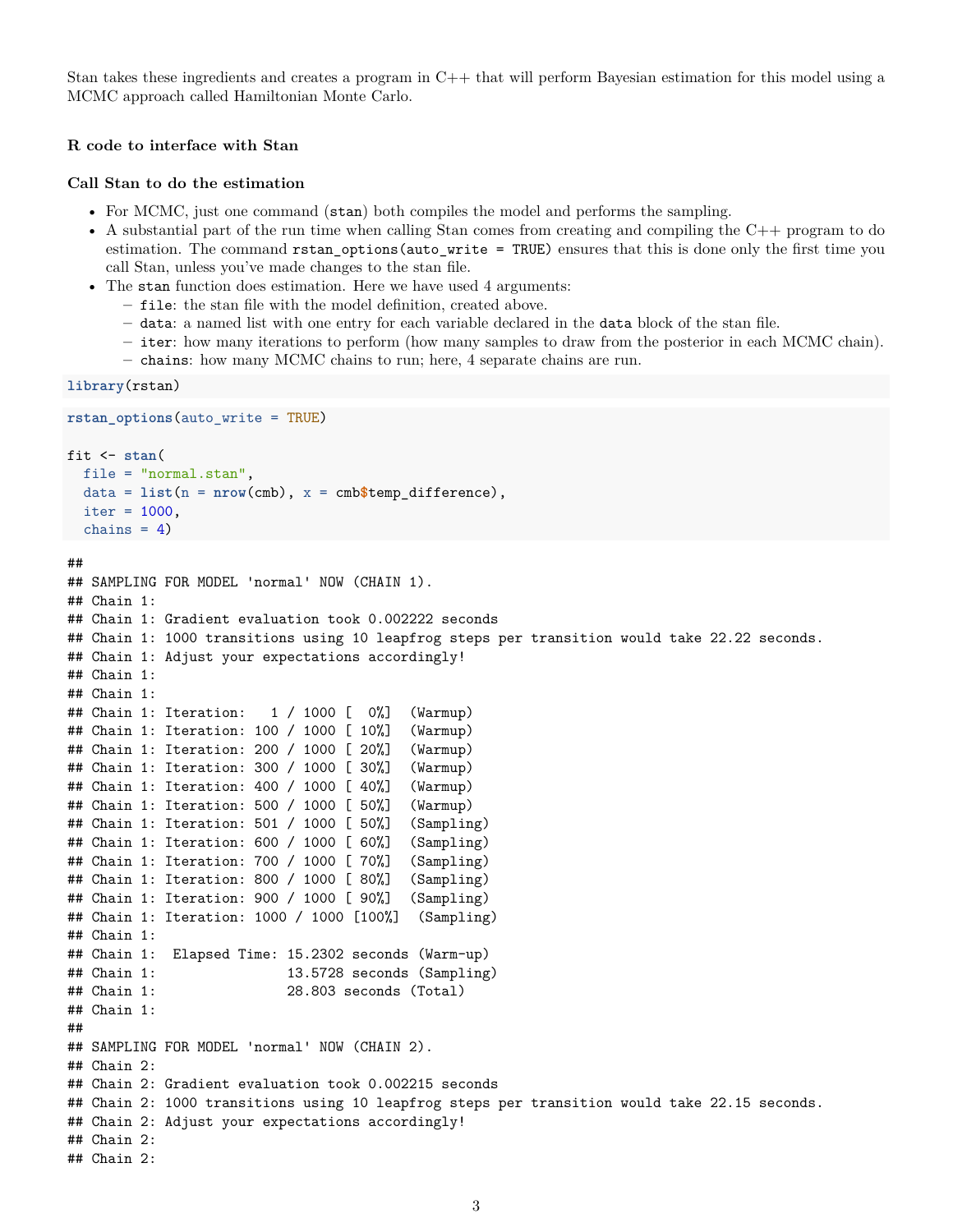Stan takes these ingredients and creates a program in C++ that will perform Bayesian estimation for this model using a MCMC approach called Hamiltonian Monte Carlo.

### R code to interface with Stan

### Call Stan to do the estimation

- For MCMC, just one command (`stan`) both compiles the model and performs the sampling.
- A substantial part of the run time when calling Stan comes from creating and compiling the C++ program to do estimation. The command `rstan_options(auto_write = TRUE)` ensures that this is done only the first time you call Stan, unless you've made changes to the stan file.
- The `stan` function does estimation. Here we have used 4 arguments:
  - `file`: the stan file with the model definition, created above.
  - `data`: a named list with one entry for each variable declared in the `data` block of the stan file.
  - `iter`: how many iterations to perform (how many samples to draw from the posterior in each MCMC chain).
  - `chains`: how many MCMC chains to run; here, 4 separate chains are run.

```
library(rstan)
```

```
rstan_options(auto_write = TRUE)

fit <- stan(
  file = "normal.stan",
  data = list(n = nrow(cmb), x = cmb$temp_difference),
  iter = 1000,
  chains = 4)
```

```
##
## SAMPLING FOR MODEL 'normal' NOW (CHAIN 1).
## Chain 1:
## Chain 1: Gradient evaluation took 0.002222 seconds
## Chain 1: 1000 transitions using 10 leapfrog steps per transition would take 22.22 seconds.
## Chain 1: Adjust your expectations accordingly!
## Chain 1:
## Chain 1:
## Chain 1: Iteration:   1 / 1000 [  0%]  (Warmup)
## Chain 1: Iteration: 100 / 1000 [ 10%]  (Warmup)
## Chain 1: Iteration: 200 / 1000 [ 20%]  (Warmup)
## Chain 1: Iteration: 300 / 1000 [ 30%]  (Warmup)
## Chain 1: Iteration: 400 / 1000 [ 40%]  (Warmup)
## Chain 1: Iteration: 500 / 1000 [ 50%]  (Warmup)
## Chain 1: Iteration: 501 / 1000 [ 50%]  (Sampling)
## Chain 1: Iteration: 600 / 1000 [ 60%]  (Sampling)
## Chain 1: Iteration: 700 / 1000 [ 70%]  (Sampling)
## Chain 1: Iteration: 800 / 1000 [ 80%]  (Sampling)
## Chain 1: Iteration: 900 / 1000 [ 90%]  (Sampling)
## Chain 1: Iteration: 1000 / 1000 [100%]  (Sampling)
## Chain 1:
## Chain 1:  Elapsed Time: 15.2302 seconds (Warm-up)
## Chain 1:                13.5728 seconds (Sampling)
## Chain 1:                28.803 seconds (Total)
## Chain 1:
##
## SAMPLING FOR MODEL 'normal' NOW (CHAIN 2).
## Chain 2:
## Chain 2: Gradient evaluation took 0.002215 seconds
## Chain 2: 1000 transitions using 10 leapfrog steps per transition would take 22.15 seconds.
## Chain 2: Adjust your expectations accordingly!
## Chain 2:
## Chain 2:
```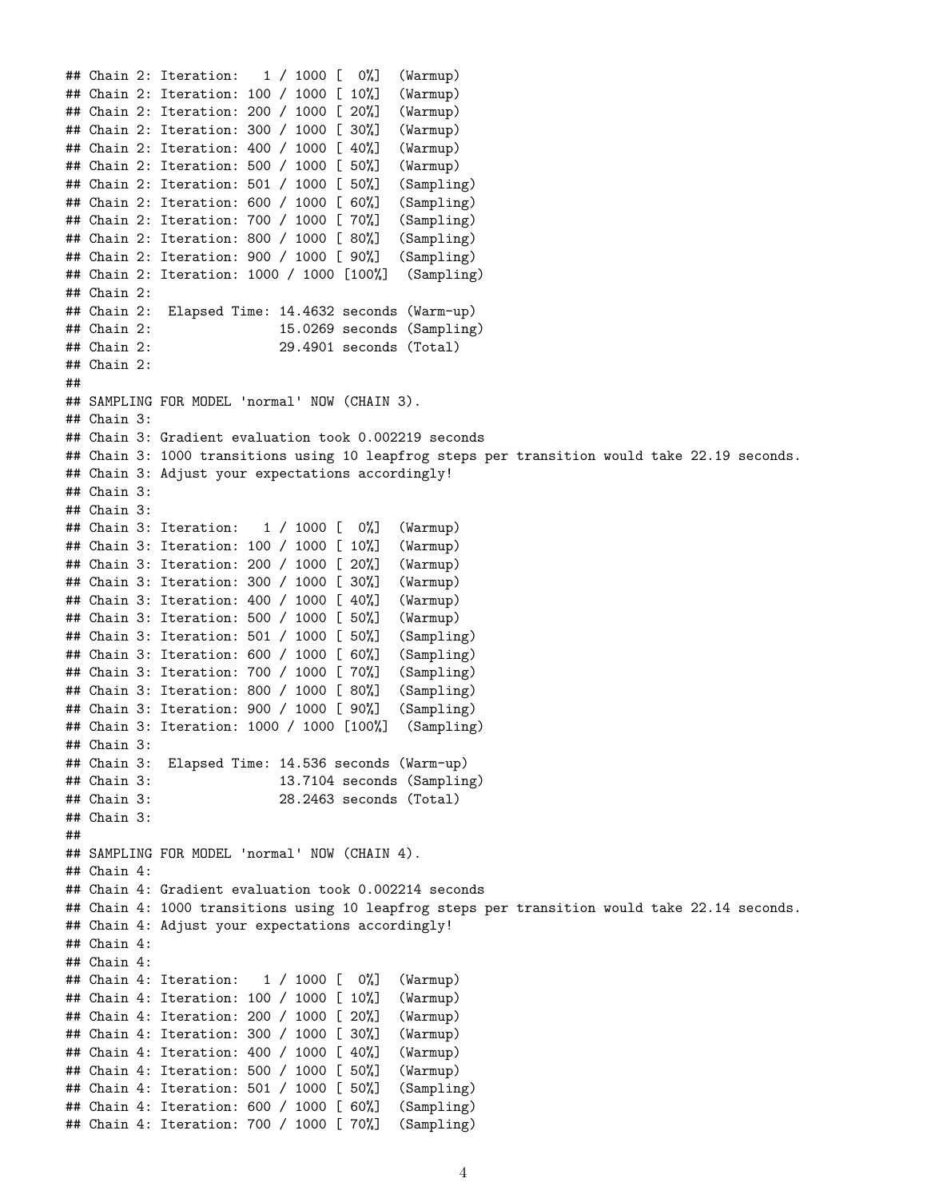```
## Chain 2: Iteration:   1 / 1000 [  0%]  (Warmup)
## Chain 2: Iteration: 100 / 1000 [ 10%]  (Warmup)
## Chain 2: Iteration: 200 / 1000 [ 20%]  (Warmup)
## Chain 2: Iteration: 300 / 1000 [ 30%]  (Warmup)
## Chain 2: Iteration: 400 / 1000 [ 40%]  (Warmup)
## Chain 2: Iteration: 500 / 1000 [ 50%]  (Warmup)
## Chain 2: Iteration: 501 / 1000 [ 50%]  (Sampling)
## Chain 2: Iteration: 600 / 1000 [ 60%]  (Sampling)
## Chain 2: Iteration: 700 / 1000 [ 70%]  (Sampling)
## Chain 2: Iteration: 800 / 1000 [ 80%]  (Sampling)
## Chain 2: Iteration: 900 / 1000 [ 90%]  (Sampling)
## Chain 2: Iteration: 1000 / 1000 [100%]  (Sampling)
## Chain 2:
## Chain 2:  Elapsed Time: 14.4632 seconds (Warm-up)
## Chain 2:                15.0269 seconds (Sampling)
## Chain 2:                29.4901 seconds (Total)
## Chain 2:
##
## SAMPLING FOR MODEL 'normal' NOW (CHAIN 3).
## Chain 3:
## Chain 3: Gradient evaluation took 0.002219 seconds
## Chain 3: 1000 transitions using 10 leapfrog steps per transition would take 22.19 seconds.
## Chain 3: Adjust your expectations accordingly!
## Chain 3:
## Chain 3:
## Chain 3: Iteration:   1 / 1000 [  0%]  (Warmup)
## Chain 3: Iteration: 100 / 1000 [ 10%]  (Warmup)
## Chain 3: Iteration: 200 / 1000 [ 20%]  (Warmup)
## Chain 3: Iteration: 300 / 1000 [ 30%]  (Warmup)
## Chain 3: Iteration: 400 / 1000 [ 40%]  (Warmup)
## Chain 3: Iteration: 500 / 1000 [ 50%]  (Warmup)
## Chain 3: Iteration: 501 / 1000 [ 50%]  (Sampling)
## Chain 3: Iteration: 600 / 1000 [ 60%]  (Sampling)
## Chain 3: Iteration: 700 / 1000 [ 70%]  (Sampling)
## Chain 3: Iteration: 800 / 1000 [ 80%]  (Sampling)
## Chain 3: Iteration: 900 / 1000 [ 90%]  (Sampling)
## Chain 3: Iteration: 1000 / 1000 [100%]  (Sampling)
## Chain 3:
## Chain 3:  Elapsed Time: 14.536 seconds (Warm-up)
## Chain 3:                13.7104 seconds (Sampling)
## Chain 3:                28.2463 seconds (Total)
## Chain 3:
##
## SAMPLING FOR MODEL 'normal' NOW (CHAIN 4).
## Chain 4:
## Chain 4: Gradient evaluation took 0.002214 seconds
## Chain 4: 1000 transitions using 10 leapfrog steps per transition would take 22.14 seconds.
## Chain 4: Adjust your expectations accordingly!
## Chain 4:
## Chain 4:
## Chain 4: Iteration:   1 / 1000 [  0%]  (Warmup)
## Chain 4: Iteration: 100 / 1000 [ 10%]  (Warmup)
## Chain 4: Iteration: 200 / 1000 [ 20%]  (Warmup)
## Chain 4: Iteration: 300 / 1000 [ 30%]  (Warmup)
## Chain 4: Iteration: 400 / 1000 [ 40%]  (Warmup)
## Chain 4: Iteration: 500 / 1000 [ 50%]  (Warmup)
## Chain 4: Iteration: 501 / 1000 [ 50%]  (Sampling)
## Chain 4: Iteration: 600 / 1000 [ 60%]  (Sampling)
## Chain 4: Iteration: 700 / 1000 [ 70%]  (Sampling)
```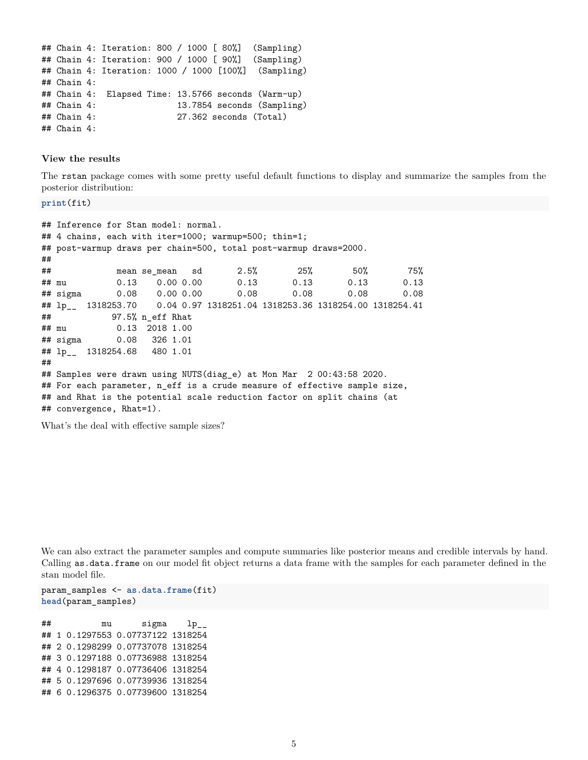```
## Chain 4: Iteration: 800 / 1000 [ 80%]  (Sampling)
## Chain 4: Iteration: 900 / 1000 [ 90%]  (Sampling)
## Chain 4: Iteration: 1000 / 1000 [100%]  (Sampling)
## Chain 4:
## Chain 4:  Elapsed Time: 13.5766 seconds (Warm-up)
## Chain 4:                13.7854 seconds (Sampling)
## Chain 4:                27.362 seconds (Total)
## Chain 4:
```

**View the results**

The `rstan` package comes with some pretty useful default functions to display and summarize the samples from the posterior distribution:

```r
print(fit)
```

```
## Inference for Stan model: normal.
## 4 chains, each with iter=1000; warmup=500; thin=1;
## post-warmup draws per chain=500, total post-warmup draws=2000.
##
##             mean se_mean   sd       2.5%        25%        50%        75%
## mu          0.13    0.00 0.00       0.13       0.13       0.13       0.13
## sigma       0.08    0.00 0.00       0.08       0.08       0.08       0.08
## lp__  1318253.70    0.04 0.97 1318251.04 1318253.36 1318254.00 1318254.41
##            97.5% n_eff Rhat
## mu          0.13  2018 1.00
## sigma       0.08   326 1.01
## lp__  1318254.68   480 1.01
##
## Samples were drawn using NUTS(diag_e) at Mon Mar  2 00:43:58 2020.
## For each parameter, n_eff is a crude measure of effective sample size,
## and Rhat is the potential scale reduction factor on split chains (at
## convergence, Rhat=1).
```

What's the deal with effective sample sizes?

We can also extract the parameter samples and compute summaries like posterior means and credible intervals by hand. Calling `as.data.frame` on our model fit object returns a data frame with the samples for each parameter defined in the stan model file.

```r
param_samples <- as.data.frame(fit)
head(param_samples)
```

```
##          mu      sigma    lp__
## 1 0.1297553 0.07737122 1318254
## 2 0.1298299 0.07737078 1318254
## 3 0.1297188 0.07736988 1318254
## 4 0.1298187 0.07736406 1318254
## 5 0.1297696 0.07739936 1318254
## 6 0.1296375 0.07739600 1318254
```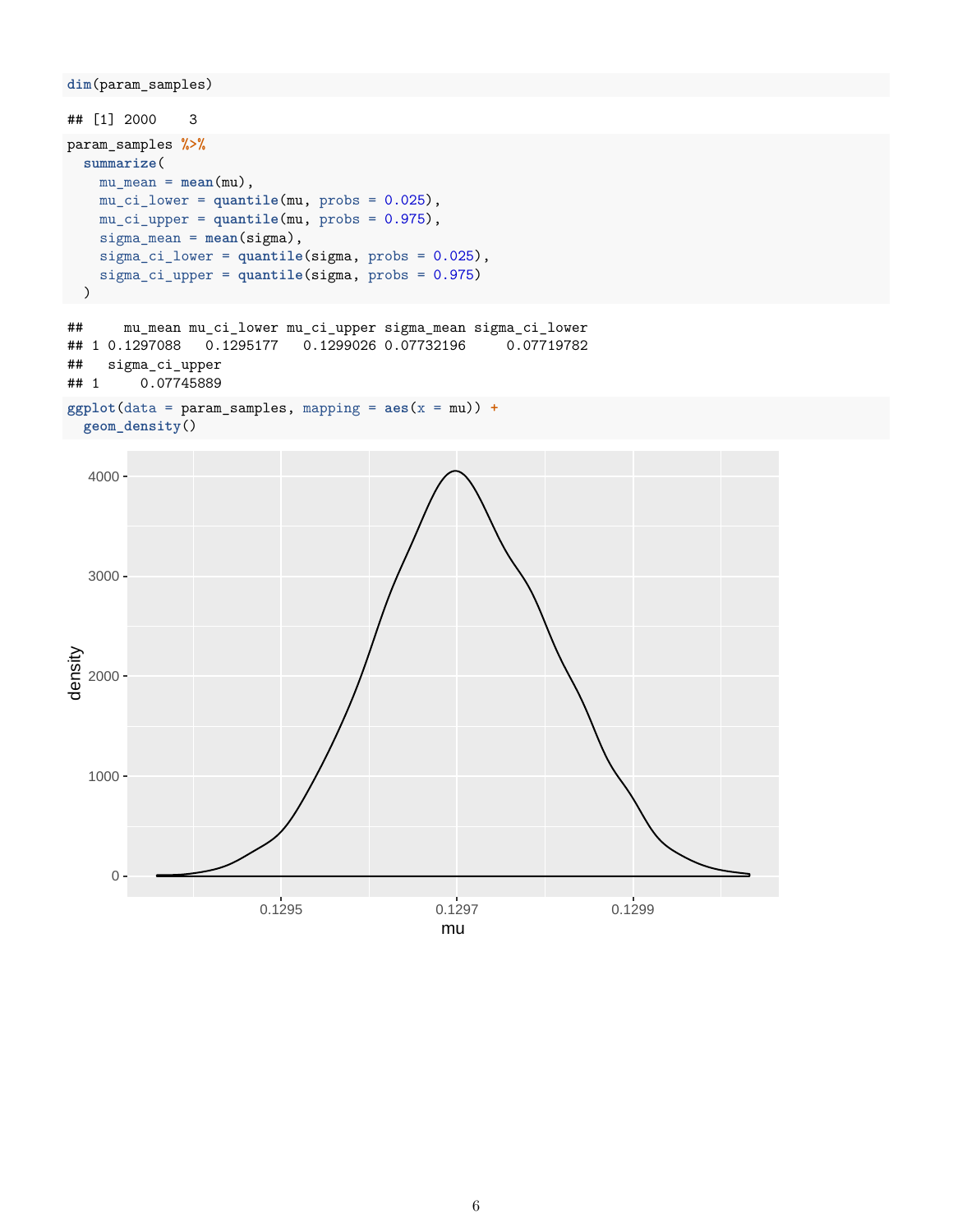```r
dim(param_samples)
```

```
## [1] 2000    3
```

```r
param_samples %>%
  summarize(
    mu_mean = mean(mu),
    mu_ci_lower = quantile(mu, probs = 0.025),
    mu_ci_upper = quantile(mu, probs = 0.975),
    sigma_mean = mean(sigma),
    sigma_ci_lower = quantile(sigma, probs = 0.025),
    sigma_ci_upper = quantile(sigma, probs = 0.975)
  )
```

```
##     mu_mean mu_ci_lower mu_ci_upper sigma_mean sigma_ci_lower
## 1 0.1297088   0.1295177   0.1299026 0.07732196     0.07719782
##   sigma_ci_upper
## 1     0.07745889
```

```r
ggplot(data = param_samples, mapping = aes(x = mu)) +
  geom_density()
```

density

4000

3000

2000

1000

0

0.1295

0.1297

0.1299

mu